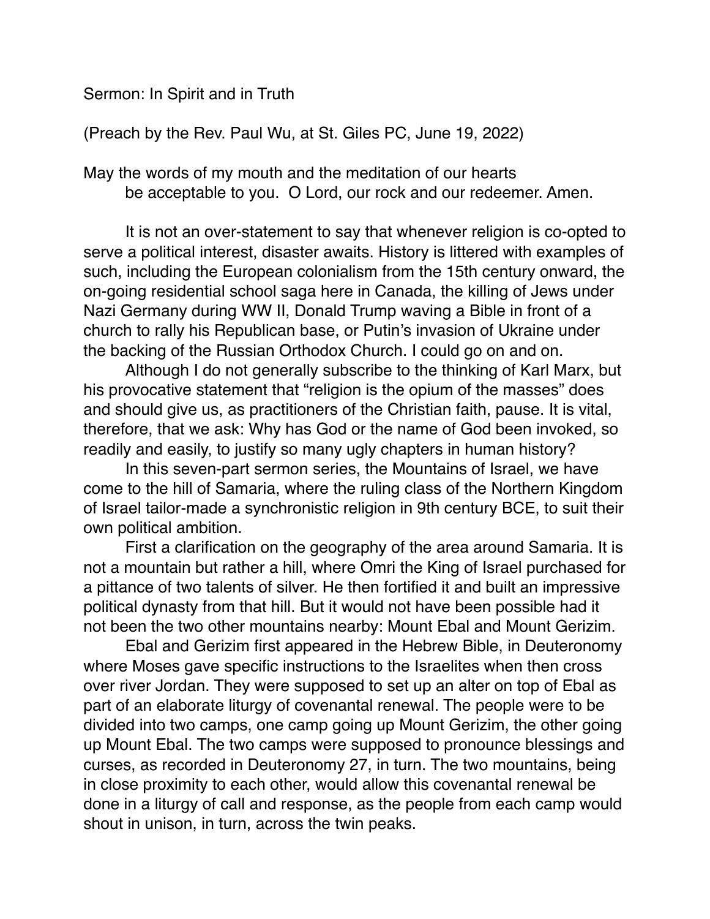Sermon: In Spirit and in Truth

(Preach by the Rev. Paul Wu, at St. Giles PC, June 19, 2022)

May the words of my mouth and the meditation of our hearts
be acceptable to you. O Lord, our rock and our redeemer. Amen.

It is not an over-statement to say that whenever religion is co-opted to serve a political interest, disaster awaits. History is littered with examples of such, including the European colonialism from the 15th century onward, the on-going residential school saga here in Canada, the killing of Jews under Nazi Germany during WW II, Donald Trump waving a Bible in front of a church to rally his Republican base, or Putin's invasion of Ukraine under the backing of the Russian Orthodox Church. I could go on and on.

Although I do not generally subscribe to the thinking of Karl Marx, but his provocative statement that "religion is the opium of the masses" does and should give us, as practitioners of the Christian faith, pause. It is vital, therefore, that we ask: Why has God or the name of God been invoked, so readily and easily, to justify so many ugly chapters in human history?

In this seven-part sermon series, the Mountains of Israel, we have come to the hill of Samaria, where the ruling class of the Northern Kingdom of Israel tailor-made a synchronistic religion in 9th century BCE, to suit their own political ambition.

First a clarification on the geography of the area around Samaria. It is not a mountain but rather a hill, where Omri the King of Israel purchased for a pittance of two talents of silver. He then fortified it and built an impressive political dynasty from that hill. But it would not have been possible had it not been the two other mountains nearby: Mount Ebal and Mount Gerizim.

Ebal and Gerizim first appeared in the Hebrew Bible, in Deuteronomy where Moses gave specific instructions to the Israelites when then cross over river Jordan. They were supposed to set up an alter on top of Ebal as part of an elaborate liturgy of covenantal renewal. The people were to be divided into two camps, one camp going up Mount Gerizim, the other going up Mount Ebal. The two camps were supposed to pronounce blessings and curses, as recorded in Deuteronomy 27, in turn. The two mountains, being in close proximity to each other, would allow this covenantal renewal be done in a liturgy of call and response, as the people from each camp would shout in unison, in turn, across the twin peaks.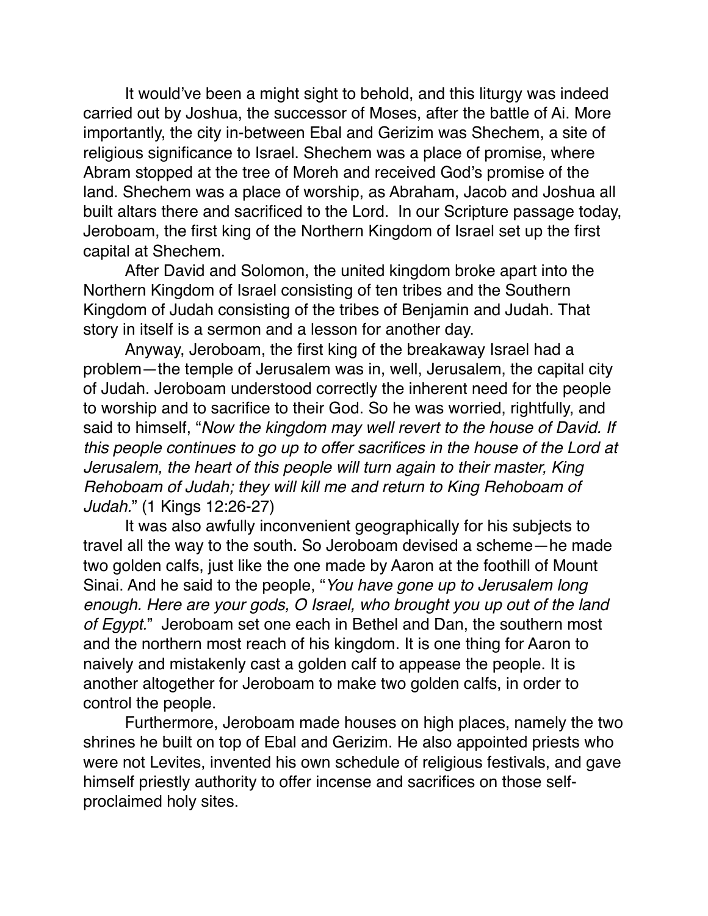It would've been a might sight to behold, and this liturgy was indeed carried out by Joshua, the successor of Moses, after the battle of Ai. More importantly, the city in-between Ebal and Gerizim was Shechem, a site of religious significance to Israel. Shechem was a place of promise, where Abram stopped at the tree of Moreh and received God's promise of the land. Shechem was a place of worship, as Abraham, Jacob and Joshua all built altars there and sacrificed to the Lord. In our Scripture passage today, Jeroboam, the first king of the Northern Kingdom of Israel set up the first capital at Shechem.

After David and Solomon, the united kingdom broke apart into the Northern Kingdom of Israel consisting of ten tribes and the Southern Kingdom of Judah consisting of the tribes of Benjamin and Judah. That story in itself is a sermon and a lesson for another day.

Anyway, Jeroboam, the first king of the breakaway Israel had a problem—the temple of Jerusalem was in, well, Jerusalem, the capital city of Judah. Jeroboam understood correctly the inherent need for the people to worship and to sacrifice to their God. So he was worried, rightfully, and said to himself, "*Now the kingdom may well revert to the house of David. If this people continues to go up to offer sacrifices in the house of the Lord at Jerusalem, the heart of this people will turn again to their master, King Rehoboam of Judah; they will kill me and return to King Rehoboam of Judah.*" (1 Kings 12:26-27)

It was also awfully inconvenient geographically for his subjects to travel all the way to the south. So Jeroboam devised a scheme—he made two golden calfs, just like the one made by Aaron at the foothill of Mount Sinai. And he said to the people, "*You have gone up to Jerusalem long enough. Here are your gods, O Israel, who brought you up out of the land of Egypt.*" Jeroboam set one each in Bethel and Dan, the southern most and the northern most reach of his kingdom. It is one thing for Aaron to naively and mistakenly cast a golden calf to appease the people. It is another altogether for Jeroboam to make two golden calfs, in order to control the people.

Furthermore, Jeroboam made houses on high places, namely the two shrines he built on top of Ebal and Gerizim. He also appointed priests who were not Levites, invented his own schedule of religious festivals, and gave himself priestly authority to offer incense and sacrifices on those self-proclaimed holy sites.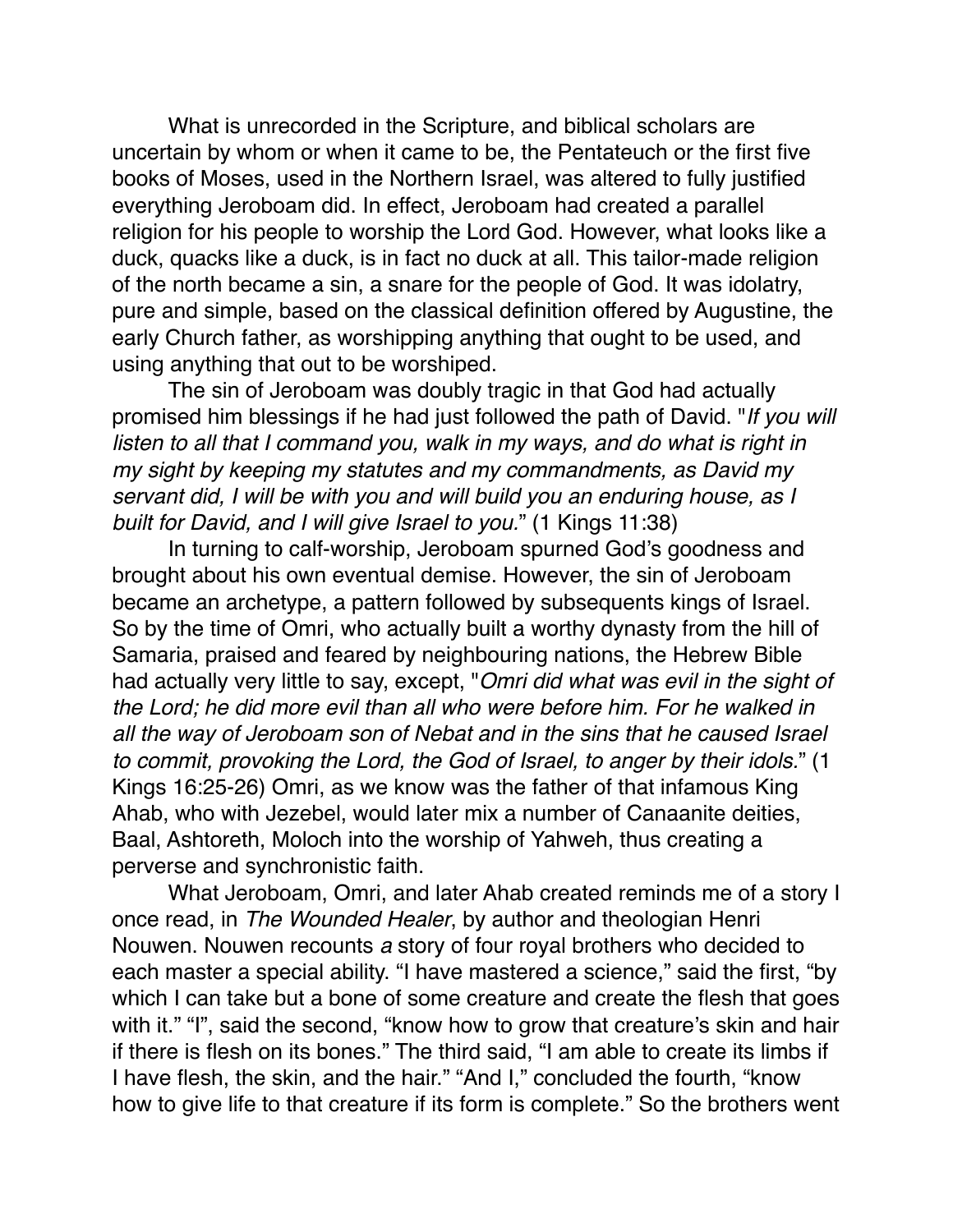What is unrecorded in the Scripture, and biblical scholars are uncertain by whom or when it came to be, the Pentateuch or the first five books of Moses, used in the Northern Israel, was altered to fully justified everything Jeroboam did. In effect, Jeroboam had created a parallel religion for his people to worship the Lord God. However, what looks like a duck, quacks like a duck, is in fact no duck at all. This tailor-made religion of the north became a sin, a snare for the people of God. It was idolatry, pure and simple, based on the classical definition offered by Augustine, the early Church father, as worshipping anything that ought to be used, and using anything that out to be worshiped.

The sin of Jeroboam was doubly tragic in that God had actually promised him blessings if he had just followed the path of David. "*If you will listen to all that I command you, walk in my ways, and do what is right in my sight by keeping my statutes and my commandments, as David my servant did, I will be with you and will build you an enduring house, as I built for David, and I will give Israel to you.*" (1 Kings 11:38)

In turning to calf-worship, Jeroboam spurned God's goodness and brought about his own eventual demise. However, the sin of Jeroboam became an archetype, a pattern followed by subsequents kings of Israel. So by the time of Omri, who actually built a worthy dynasty from the hill of Samaria, praised and feared by neighbouring nations, the Hebrew Bible had actually very little to say, except, "*Omri did what was evil in the sight of the Lord; he did more evil than all who were before him. For he walked in all the way of Jeroboam son of Nebat and in the sins that he caused Israel to commit, provoking the Lord, the God of Israel, to anger by their idols.*" (1 Kings 16:25-26) Omri, as we know was the father of that infamous King Ahab, who with Jezebel, would later mix a number of Canaanite deities, Baal, Ashtoreth, Moloch into the worship of Yahweh, thus creating a perverse and synchronistic faith.

What Jeroboam, Omri, and later Ahab created reminds me of a story I once read, in *The Wounded Healer*, by author and theologian Henri Nouwen. Nouwen recounts *a* story of four royal brothers who decided to each master a special ability. "I have mastered a science," said the first, "by which I can take but a bone of some creature and create the flesh that goes with it." "I", said the second, "know how to grow that creature's skin and hair if there is flesh on its bones." The third said, "I am able to create its limbs if I have flesh, the skin, and the hair." "And I," concluded the fourth, "know how to give life to that creature if its form is complete." So the brothers went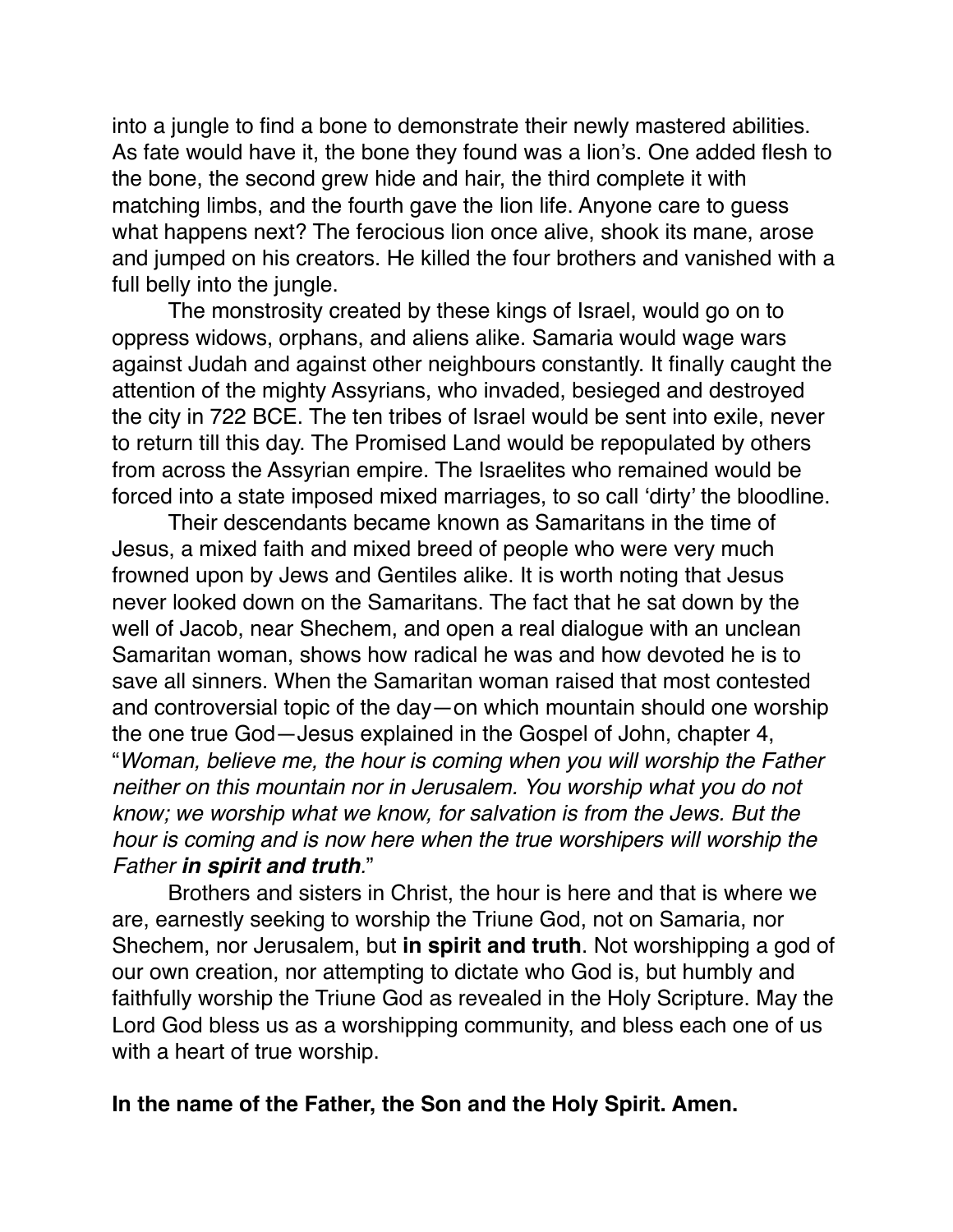into a jungle to find a bone to demonstrate their newly mastered abilities. As fate would have it, the bone they found was a lion's. One added flesh to the bone, the second grew hide and hair, the third complete it with matching limbs, and the fourth gave the lion life. Anyone care to guess what happens next? The ferocious lion once alive, shook its mane, arose and jumped on his creators. He killed the four brothers and vanished with a full belly into the jungle.

The monstrosity created by these kings of Israel, would go on to oppress widows, orphans, and aliens alike. Samaria would wage wars against Judah and against other neighbours constantly. It finally caught the attention of the mighty Assyrians, who invaded, besieged and destroyed the city in 722 BCE. The ten tribes of Israel would be sent into exile, never to return till this day. The Promised Land would be repopulated by others from across the Assyrian empire. The Israelites who remained would be forced into a state imposed mixed marriages, to so call 'dirty' the bloodline.

Their descendants became known as Samaritans in the time of Jesus, a mixed faith and mixed breed of people who were very much frowned upon by Jews and Gentiles alike. It is worth noting that Jesus never looked down on the Samaritans. The fact that he sat down by the well of Jacob, near Shechem, and open a real dialogue with an unclean Samaritan woman, shows how radical he was and how devoted he is to save all sinners. When the Samaritan woman raised that most contested and controversial topic of the day—on which mountain should one worship the one true God—Jesus explained in the Gospel of John, chapter 4, "*Woman, believe me, the hour is coming when you will worship the Father neither on this mountain nor in Jerusalem. You worship what you do not know; we worship what we know, for salvation is from the Jews. But the hour is coming and is now here when the true worshipers will worship the Father **in spirit and truth**.*"

Brothers and sisters in Christ, the hour is here and that is where we are, earnestly seeking to worship the Triune God, not on Samaria, nor Shechem, nor Jerusalem, but **in spirit and truth**. Not worshipping a god of our own creation, nor attempting to dictate who God is, but humbly and faithfully worship the Triune God as revealed in the Holy Scripture. May the Lord God bless us as a worshipping community, and bless each one of us with a heart of true worship.

**In the name of the Father, the Son and the Holy Spirit. Amen.**